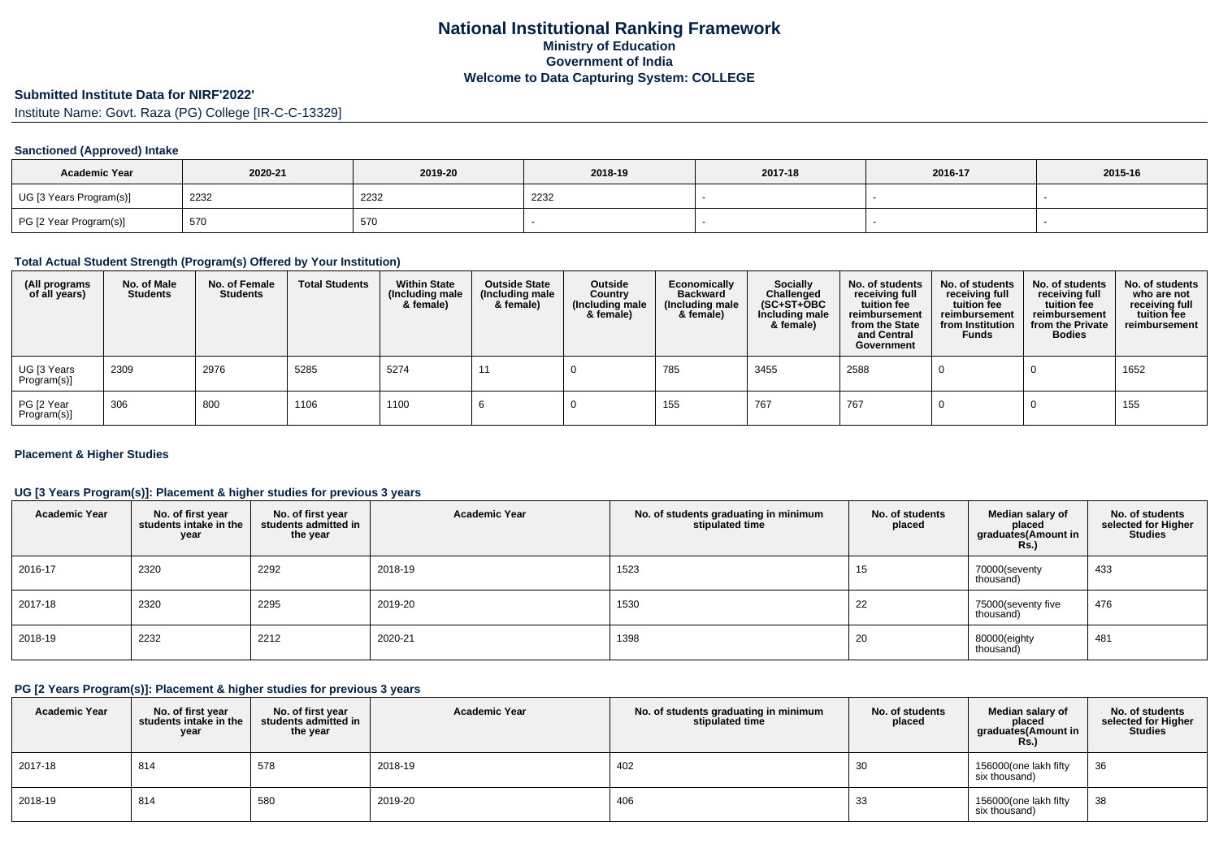# National Institutional Ranking Framework

## Ministry of Education

## Government of India

## Welcome to Data Capturing System: COLLEGE

### Submitted Institute Data for NIRF'2022'

Institute Name: Govt. Raza (PG) College [IR-C-C-13329]

#### Sanctioned (Approved) Intake

| Academic Year | 2020-21 | 2019-20 | 2018-19 | 2017-18 | 2016-17 | 2015-16 |
|---|---|---|---|---|---|---|
| UG [3 Years Program(s)] | 2232 | 2232 | 2232 | - | - | - |
| PG [2 Year Program(s)] | 570 | 570 | - | - | - | - |

#### Total Actual Student Strength (Program(s) Offered by Your Institution)

| (All programs of all years) | No. of Male Students | No. of Female Students | Total Students | Within State (Including male & female) | Outside State (Including male & female) | Outside Country (Including male & female) | Economically Backward (Including male & female) | Socially Challenged (SC+ST+OBC Including male & female) | No. of students receiving full tuition fee reimbursement from the State and Central Government | No. of students receiving full tuition fee reimbursement from Institution Funds | No. of students receiving full tuition fee reimbursement from the Private Bodies | No. of students who are not receiving full tuition fee reimbursement |
|---|---|---|---|---|---|---|---|---|---|---|---|---|
| UG [3 Years Program(s)] | 2309 | 2976 | 5285 | 5274 | 11 | 0 | 785 | 3455 | 2588 | 0 | 0 | 1652 |
| PG [2 Year Program(s)] | 306 | 800 | 1106 | 1100 | 6 | 0 | 155 | 767 | 767 | 0 | 0 | 155 |

#### Placement & Higher Studies

#### UG [3 Years Program(s)]: Placement & higher studies for previous 3 years

| Academic Year | No. of first year students intake in the year | No. of first year students admitted in the year | Academic Year | No. of students graduating in minimum stipulated time | No. of students placed | Median salary of placed graduates(Amount in Rs.) | No. of students selected for Higher Studies |
|---|---|---|---|---|---|---|---|
| 2016-17 | 2320 | 2292 | 2018-19 | 1523 | 15 | 70000(seventy thousand) | 433 |
| 2017-18 | 2320 | 2295 | 2019-20 | 1530 | 22 | 75000(seventy five thousand) | 476 |
| 2018-19 | 2232 | 2212 | 2020-21 | 1398 | 20 | 80000(eighty thousand) | 481 |

#### PG [2 Years Program(s)]: Placement & higher studies for previous 3 years

| Academic Year | No. of first year students intake in the year | No. of first year students admitted in the year | Academic Year | No. of students graduating in minimum stipulated time | No. of students placed | Median salary of placed graduates(Amount in Rs.) | No. of students selected for Higher Studies |
|---|---|---|---|---|---|---|---|
| 2017-18 | 814 | 578 | 2018-19 | 402 | 30 | 156000(one lakh fifty six thousand) | 36 |
| 2018-19 | 814 | 580 | 2019-20 | 406 | 33 | 156000(one lakh fifty six thousand) | 38 |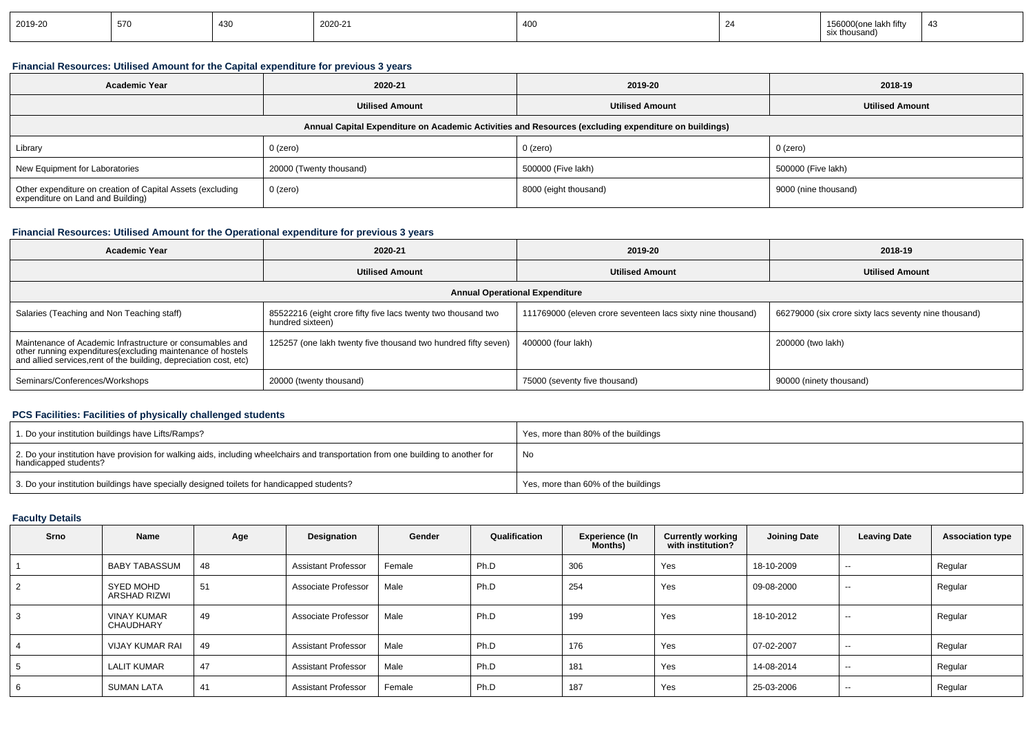| 2019-20 | 570 | 430 | 2020-21 | 400 | 24 | 156000(one lakh fifty six thousand) | 43 |
|---|---|---|---|---|---|---|---|

### Financial Resources: Utilised Amount for the Capital expenditure for previous 3 years

| Academic Year | 2020-21 | 2019-20 | 2018-19 |
|---|---|---|---|
| | Utilised Amount | Utilised Amount | Utilised Amount |
| Annual Capital Expenditure on Academic Activities and Resources (excluding expenditure on buildings) | | | |
| Library | 0 (zero) | 0 (zero) | 0 (zero) |
| New Equipment for Laboratories | 20000 (Twenty thousand) | 500000 (Five lakh) | 500000 (Five lakh) |
| Other expenditure on creation of Capital Assets (excluding expenditure on Land and Building) | 0 (zero) | 8000 (eight thousand) | 9000 (nine thousand) |

### Financial Resources: Utilised Amount for the Operational expenditure for previous 3 years

| Academic Year | 2020-21 | 2019-20 | 2018-19 |
|---|---|---|---|
| | Utilised Amount | Utilised Amount | Utilised Amount |
| Annual Operational Expenditure | | | |
| Salaries (Teaching and Non Teaching staff) | 85522216 (eight crore fifty five lacs twenty two thousand two hundred sixteen) | 111769000 (eleven crore seventeen lacs sixty nine thousand) | 66279000 (six crore sixty lacs seventy nine thousand) |
| Maintenance of Academic Infrastructure or consumables and other running expenditures(excluding maintenance of hostels and allied services,rent of the building, depreciation cost, etc) | 125257 (one lakh twenty five thousand two hundred fifty seven) | 400000 (four lakh) | 200000 (two lakh) |
| Seminars/Conferences/Workshops | 20000 (twenty thousand) | 75000 (seventy five thousand) | 90000 (ninety thousand) |

### PCS Facilities: Facilities of physically challenged students

| | |
|---|---|
| 1. Do your institution buildings have Lifts/Ramps? | Yes, more than 80% of the buildings |
| 2. Do your institution have provision for walking aids, including wheelchairs and transportation from one building to another for handicapped students? | No |
| 3. Do your institution buildings have specially designed toilets for handicapped students? | Yes, more than 60% of the buildings |

### Faculty Details

| Srno | Name | Age | Designation | Gender | Qualification | Experience (In Months) | Currently working with institution? | Joining Date | Leaving Date | Association type |
|---|---|---|---|---|---|---|---|---|---|---|
| 1 | BABY TABASSUM | 48 | Assistant Professor | Female | Ph.D | 306 | Yes | 18-10-2009 | -- | Regular |
| 2 | SYED MOHD ARSHAD RIZWI | 51 | Associate Professor | Male | Ph.D | 254 | Yes | 09-08-2000 | -- | Regular |
| 3 | VINAY KUMAR CHAUDHARY | 49 | Associate Professor | Male | Ph.D | 199 | Yes | 18-10-2012 | -- | Regular |
| 4 | VIJAY KUMAR RAI | 49 | Assistant Professor | Male | Ph.D | 176 | Yes | 07-02-2007 | -- | Regular |
| 5 | LALIT KUMAR | 47 | Assistant Professor | Male | Ph.D | 181 | Yes | 14-08-2014 | -- | Regular |
| 6 | SUMAN LATA | 41 | Assistant Professor | Female | Ph.D | 187 | Yes | 25-03-2006 | -- | Regular |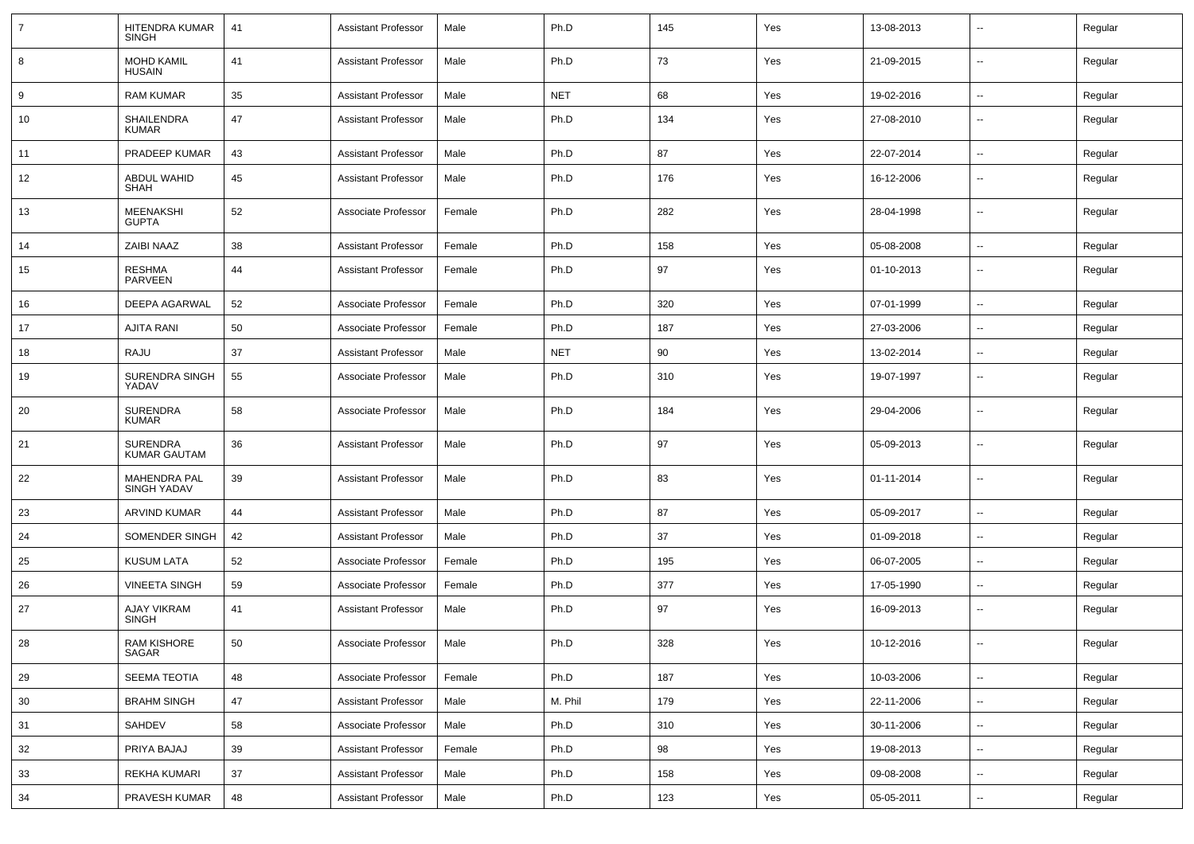| 7 | HITENDRA KUMAR SINGH | 41 | Assistant Professor | Male | Ph.D | 145 | Yes | 13-08-2013 | -- | Regular |
|---|---|---|---|---|---|---|---|---|---|---|
| 8 | MOHD KAMIL HUSAIN | 41 | Assistant Professor | Male | Ph.D | 73 | Yes | 21-09-2015 | -- | Regular |
| 9 | RAM KUMAR | 35 | Assistant Professor | Male | NET | 68 | Yes | 19-02-2016 | -- | Regular |
| 10 | SHAILENDRA KUMAR | 47 | Assistant Professor | Male | Ph.D | 134 | Yes | 27-08-2010 | -- | Regular |
| 11 | PRADEEP KUMAR | 43 | Assistant Professor | Male | Ph.D | 87 | Yes | 22-07-2014 | -- | Regular |
| 12 | ABDUL WAHID SHAH | 45 | Assistant Professor | Male | Ph.D | 176 | Yes | 16-12-2006 | -- | Regular |
| 13 | MEENAKSHI GUPTA | 52 | Associate Professor | Female | Ph.D | 282 | Yes | 28-04-1998 | -- | Regular |
| 14 | ZAIBI NAAZ | 38 | Assistant Professor | Female | Ph.D | 158 | Yes | 05-08-2008 | -- | Regular |
| 15 | RESHMA PARVEEN | 44 | Assistant Professor | Female | Ph.D | 97 | Yes | 01-10-2013 | -- | Regular |
| 16 | DEEPA AGARWAL | 52 | Associate Professor | Female | Ph.D | 320 | Yes | 07-01-1999 | -- | Regular |
| 17 | AJITA RANI | 50 | Associate Professor | Female | Ph.D | 187 | Yes | 27-03-2006 | -- | Regular |
| 18 | RAJU | 37 | Assistant Professor | Male | NET | 90 | Yes | 13-02-2014 | -- | Regular |
| 19 | SURENDRA SINGH YADAV | 55 | Associate Professor | Male | Ph.D | 310 | Yes | 19-07-1997 | -- | Regular |
| 20 | SURENDRA KUMAR | 58 | Associate Professor | Male | Ph.D | 184 | Yes | 29-04-2006 | -- | Regular |
| 21 | SURENDRA KUMAR GAUTAM | 36 | Assistant Professor | Male | Ph.D | 97 | Yes | 05-09-2013 | -- | Regular |
| 22 | MAHENDRA PAL SINGH YADAV | 39 | Assistant Professor | Male | Ph.D | 83 | Yes | 01-11-2014 | -- | Regular |
| 23 | ARVIND KUMAR | 44 | Assistant Professor | Male | Ph.D | 87 | Yes | 05-09-2017 | -- | Regular |
| 24 | SOMENDER SINGH | 42 | Assistant Professor | Male | Ph.D | 37 | Yes | 01-09-2018 | -- | Regular |
| 25 | KUSUM LATA | 52 | Associate Professor | Female | Ph.D | 195 | Yes | 06-07-2005 | -- | Regular |
| 26 | VINEETA SINGH | 59 | Associate Professor | Female | Ph.D | 377 | Yes | 17-05-1990 | -- | Regular |
| 27 | AJAY VIKRAM SINGH | 41 | Assistant Professor | Male | Ph.D | 97 | Yes | 16-09-2013 | -- | Regular |
| 28 | RAM KISHORE SAGAR | 50 | Associate Professor | Male | Ph.D | 328 | Yes | 10-12-2016 | -- | Regular |
| 29 | SEEMA TEOTIA | 48 | Associate Professor | Female | Ph.D | 187 | Yes | 10-03-2006 | -- | Regular |
| 30 | BRAHM SINGH | 47 | Assistant Professor | Male | M. Phil | 179 | Yes | 22-11-2006 | -- | Regular |
| 31 | SAHDEV | 58 | Associate Professor | Male | Ph.D | 310 | Yes | 30-11-2006 | -- | Regular |
| 32 | PRIYA BAJAJ | 39 | Assistant Professor | Female | Ph.D | 98 | Yes | 19-08-2013 | -- | Regular |
| 33 | REKHA KUMARI | 37 | Assistant Professor | Male | Ph.D | 158 | Yes | 09-08-2008 | -- | Regular |
| 34 | PRAVESH KUMAR | 48 | Assistant Professor | Male | Ph.D | 123 | Yes | 05-05-2011 | -- | Regular |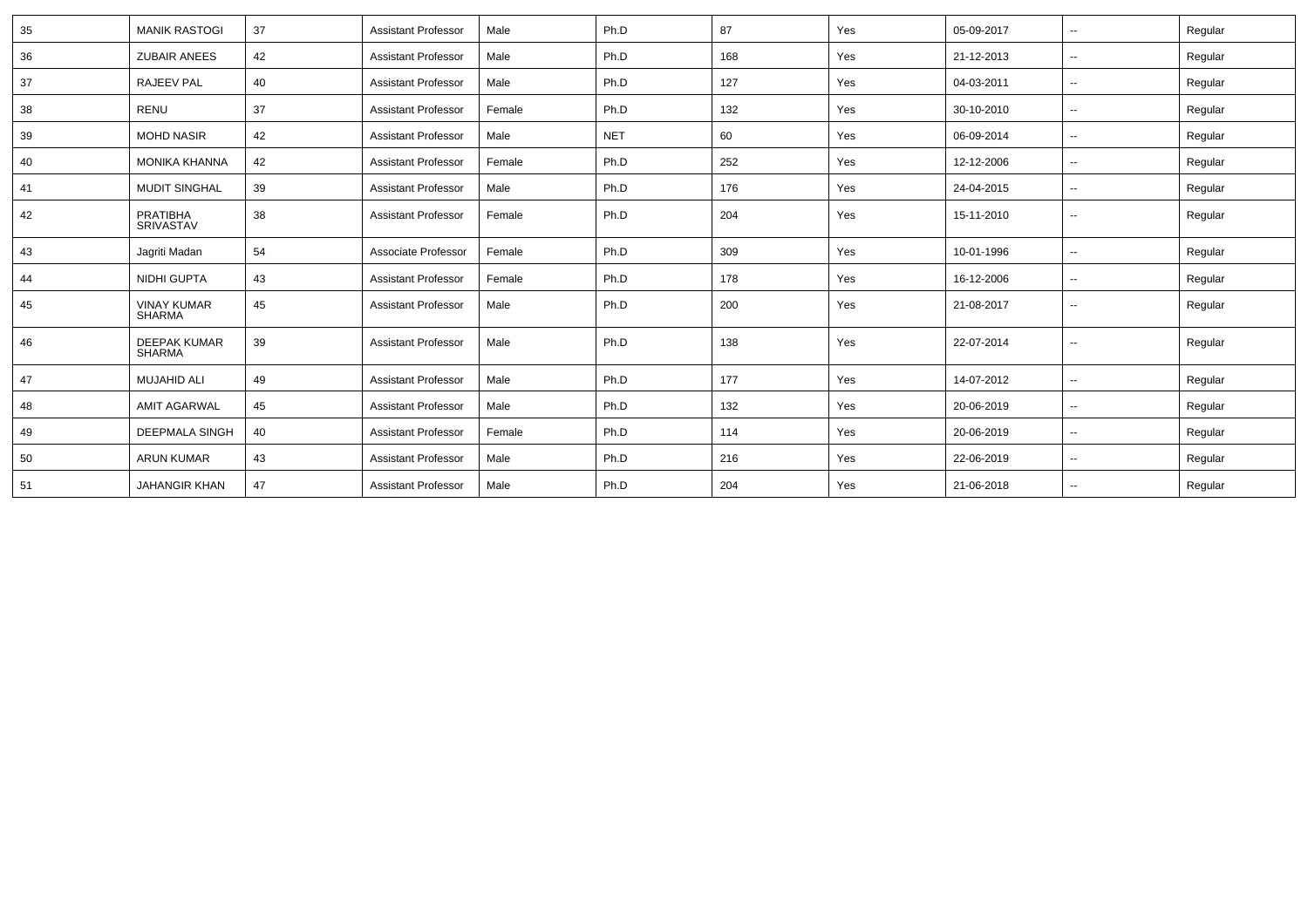| | | | | | | | | | | |
|---|---|---|---|---|---|---|---|---|---|---|
| 35 | MANIK RASTOGI | 37 | Assistant Professor | Male | Ph.D | 87 | Yes | 05-09-2017 | -- | Regular |
| 36 | ZUBAIR ANEES | 42 | Assistant Professor | Male | Ph.D | 168 | Yes | 21-12-2013 | -- | Regular |
| 37 | RAJEEV PAL | 40 | Assistant Professor | Male | Ph.D | 127 | Yes | 04-03-2011 | -- | Regular |
| 38 | RENU | 37 | Assistant Professor | Female | Ph.D | 132 | Yes | 30-10-2010 | -- | Regular |
| 39 | MOHD NASIR | 42 | Assistant Professor | Male | NET | 60 | Yes | 06-09-2014 | -- | Regular |
| 40 | MONIKA KHANNA | 42 | Assistant Professor | Female | Ph.D | 252 | Yes | 12-12-2006 | -- | Regular |
| 41 | MUDIT SINGHAL | 39 | Assistant Professor | Male | Ph.D | 176 | Yes | 24-04-2015 | -- | Regular |
| 42 | PRATIBHA SRIVASTAV | 38 | Assistant Professor | Female | Ph.D | 204 | Yes | 15-11-2010 | -- | Regular |
| 43 | Jagriti Madan | 54 | Associate Professor | Female | Ph.D | 309 | Yes | 10-01-1996 | -- | Regular |
| 44 | NIDHI GUPTA | 43 | Assistant Professor | Female | Ph.D | 178 | Yes | 16-12-2006 | -- | Regular |
| 45 | VINAY KUMAR SHARMA | 45 | Assistant Professor | Male | Ph.D | 200 | Yes | 21-08-2017 | -- | Regular |
| 46 | DEEPAK KUMAR SHARMA | 39 | Assistant Professor | Male | Ph.D | 138 | Yes | 22-07-2014 | -- | Regular |
| 47 | MUJAHID ALI | 49 | Assistant Professor | Male | Ph.D | 177 | Yes | 14-07-2012 | -- | Regular |
| 48 | AMIT AGARWAL | 45 | Assistant Professor | Male | Ph.D | 132 | Yes | 20-06-2019 | -- | Regular |
| 49 | DEEPMALA SINGH | 40 | Assistant Professor | Female | Ph.D | 114 | Yes | 20-06-2019 | -- | Regular |
| 50 | ARUN KUMAR | 43 | Assistant Professor | Male | Ph.D | 216 | Yes | 22-06-2019 | -- | Regular |
| 51 | JAHANGIR KHAN | 47 | Assistant Professor | Male | Ph.D | 204 | Yes | 21-06-2018 | -- | Regular |